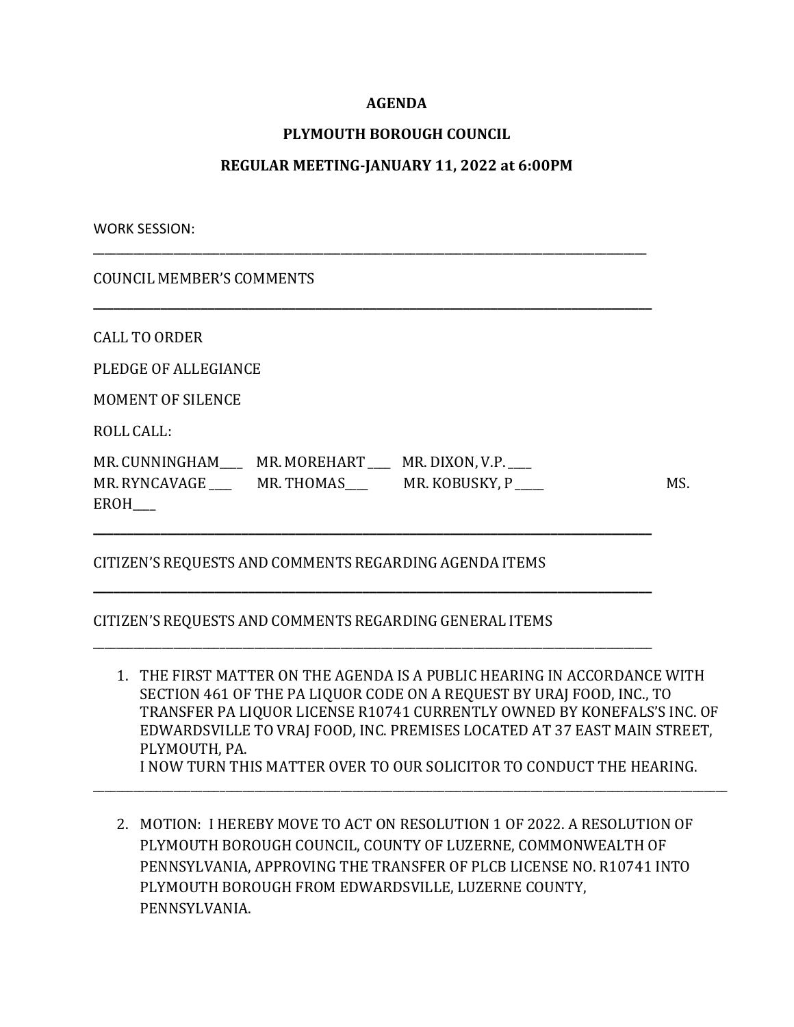**AGENDA**

**PLYMOUTH BOROUGH COUNCIL**

**REGULAR MEETING-JANUARY 11, 2022 at 6:00PM**

WORK SESSION:

---

COUNCIL MEMBER'S COMMENTS

---

CALL TO ORDER

PLEDGE OF ALLEGIANCE

MOMENT OF SILENCE

ROLL CALL:

MR. CUNNINGHAM____ MR. MOREHART ____ MR. DIXON, V.P. ____
MR. RYNCAVAGE ____ MR. THOMAS____ MR. KOBUSKY, P ____ MS. EROH____

---

CITIZEN'S REQUESTS AND COMMENTS REGARDING AGENDA ITEMS

---

CITIZEN'S REQUESTS AND COMMENTS REGARDING GENERAL ITEMS

---

1. THE FIRST MATTER ON THE AGENDA IS A PUBLIC HEARING IN ACCORDANCE WITH SECTION 461 OF THE PA LIQUOR CODE ON A REQUEST BY URAJ FOOD, INC., TO TRANSFER PA LIQUOR LICENSE R10741 CURRENTLY OWNED BY KONEFALS'S INC. OF EDWARDSVILLE TO VRAJ FOOD, INC. PREMISES LOCATED AT 37 EAST MAIN STREET, PLYMOUTH, PA.
   I NOW TURN THIS MATTER OVER TO OUR SOLICITOR TO CONDUCT THE HEARING.

---

2. MOTION: I HEREBY MOVE TO ACT ON RESOLUTION 1 OF 2022. A RESOLUTION OF PLYMOUTH BOROUGH COUNCIL, COUNTY OF LUZERNE, COMMONWEALTH OF PENNSYLVANIA, APPROVING THE TRANSFER OF PLCB LICENSE NO. R10741 INTO PLYMOUTH BOROUGH FROM EDWARDSVILLE, LUZERNE COUNTY, PENNSYLVANIA.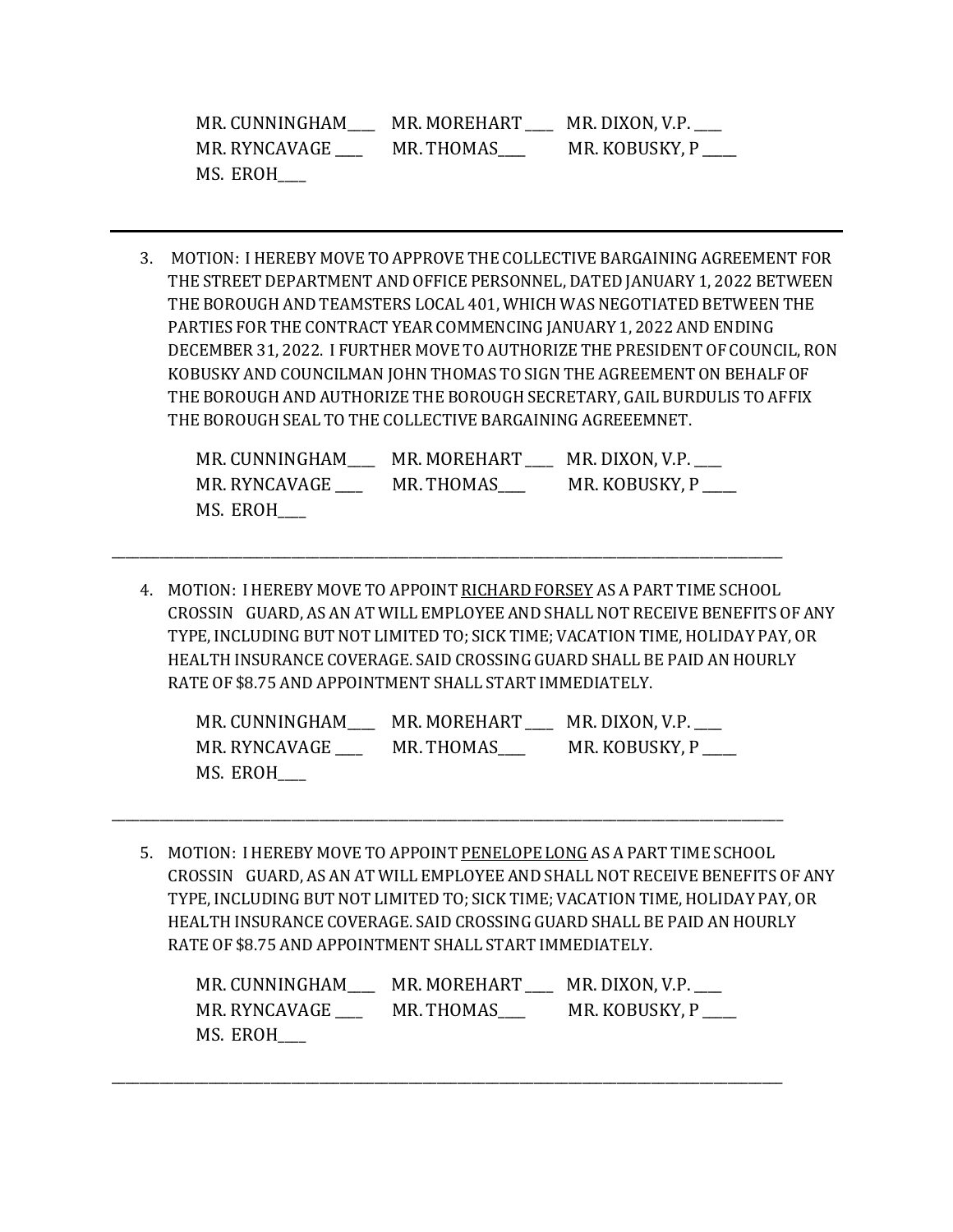MR. CUNNINGHAM____ MR. MOREHART ____ MR. DIXON, V.P. ____
MR. RYNCAVAGE ____ MR. THOMAS____ MR. KOBUSKY, P _____
MS. EROH____

---

3. MOTION: I HEREBY MOVE TO APPROVE THE COLLECTIVE BARGAINING AGREEMENT FOR THE STREET DEPARTMENT AND OFFICE PERSONNEL, DATED JANUARY 1, 2022 BETWEEN THE BOROUGH AND TEAMSTERS LOCAL 401, WHICH WAS NEGOTIATED BETWEEN THE PARTIES FOR THE CONTRACT YEAR COMMENCING JANUARY 1, 2022 AND ENDING DECEMBER 31, 2022. I FURTHER MOVE TO AUTHORIZE THE PRESIDENT OF COUNCIL, RON KOBUSKY AND COUNCILMAN JOHN THOMAS TO SIGN THE AGREEMENT ON BEHALF OF THE BOROUGH AND AUTHORIZE THE BOROUGH SECRETARY, GAIL BURDULIS TO AFFIX THE BOROUGH SEAL TO THE COLLECTIVE BARGAINING AGREEEMNET.

   MR. CUNNINGHAM____ MR. MOREHART ____ MR. DIXON, V.P. ____
   MR. RYNCAVAGE ____ MR. THOMAS____ MR. KOBUSKY, P _____
   MS. EROH____

---

4. MOTION: I HEREBY MOVE TO APPOINT <u>RICHARD FORSEY</u> AS A PART TIME SCHOOL CROSSIN GUARD, AS AN AT WILL EMPLOYEE AND SHALL NOT RECEIVE BENEFITS OF ANY TYPE, INCLUDING BUT NOT LIMITED TO; SICK TIME; VACATION TIME, HOLIDAY PAY, OR HEALTH INSURANCE COVERAGE. SAID CROSSING GUARD SHALL BE PAID AN HOURLY RATE OF $8.75 AND APPOINTMENT SHALL START IMMEDIATELY.

   MR. CUNNINGHAM____ MR. MOREHART ____ MR. DIXON, V.P. ____
   MR. RYNCAVAGE ____ MR. THOMAS____ MR. KOBUSKY, P _____
   MS. EROH____

---

5. MOTION: I HEREBY MOVE TO APPOINT <u>PENELOPE LONG</u> AS A PART TIME SCHOOL CROSSIN GUARD, AS AN AT WILL EMPLOYEE AND SHALL NOT RECEIVE BENEFITS OF ANY TYPE, INCLUDING BUT NOT LIMITED TO; SICK TIME; VACATION TIME, HOLIDAY PAY, OR HEALTH INSURANCE COVERAGE. SAID CROSSING GUARD SHALL BE PAID AN HOURLY RATE OF $8.75 AND APPOINTMENT SHALL START IMMEDIATELY.

   MR. CUNNINGHAM____ MR. MOREHART ____ MR. DIXON, V.P. ____
   MR. RYNCAVAGE ____ MR. THOMAS____ MR. KOBUSKY, P _____
   MS. EROH____

---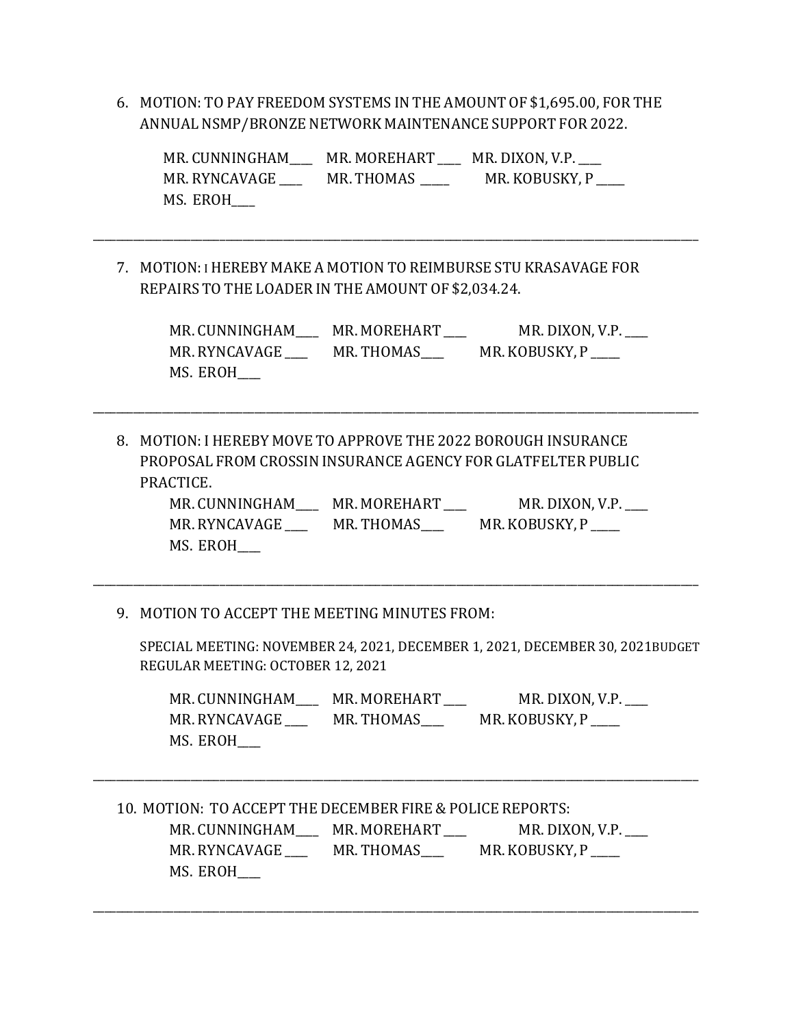6. MOTION: TO PAY FREEDOM SYSTEMS IN THE AMOUNT OF $1,695.00, FOR THE ANNUAL NSMP/BRONZE NETWORK MAINTENANCE SUPPORT FOR 2022.

   MR. CUNNINGHAM____ MR. MOREHART ____ MR. DIXON, V.P. ____
   MR. RYNCAVAGE ____ MR. THOMAS ____ MR. KOBUSKY, P ____
   MS. EROH____

---

7. MOTION: I HEREBY MAKE A MOTION TO REIMBURSE STU KRASAVAGE FOR REPAIRS TO THE LOADER IN THE AMOUNT OF $2,034.24.

   MR. CUNNINGHAM____ MR. MOREHART ____ MR. DIXON, V.P. ____
   MR. RYNCAVAGE ____ MR. THOMAS____ MR. KOBUSKY, P ____
   MS. EROH____

---

8. MOTION: I HEREBY MOVE TO APPROVE THE 2022 BOROUGH INSURANCE PROPOSAL FROM CROSSIN INSURANCE AGENCY FOR GLATFELTER PUBLIC PRACTICE.

   MR. CUNNINGHAM____ MR. MOREHART ____ MR. DIXON, V.P. ____
   MR. RYNCAVAGE ____ MR. THOMAS____ MR. KOBUSKY, P ____
   MS. EROH____

---

9. MOTION TO ACCEPT THE MEETING MINUTES FROM:

   SPECIAL MEETING: NOVEMBER 24, 2021, DECEMBER 1, 2021, DECEMBER 30, 2021BUDGET
   REGULAR MEETING: OCTOBER 12, 2021

   MR. CUNNINGHAM____ MR. MOREHART ____ MR. DIXON, V.P. ____
   MR. RYNCAVAGE ____ MR. THOMAS____ MR. KOBUSKY, P ____
   MS. EROH____

---

10. MOTION: TO ACCEPT THE DECEMBER FIRE & POLICE REPORTS:

    MR. CUNNINGHAM____ MR. MOREHART ____ MR. DIXON, V.P. ____
    MR. RYNCAVAGE ____ MR. THOMAS____ MR. KOBUSKY, P ____
    MS. EROH____

---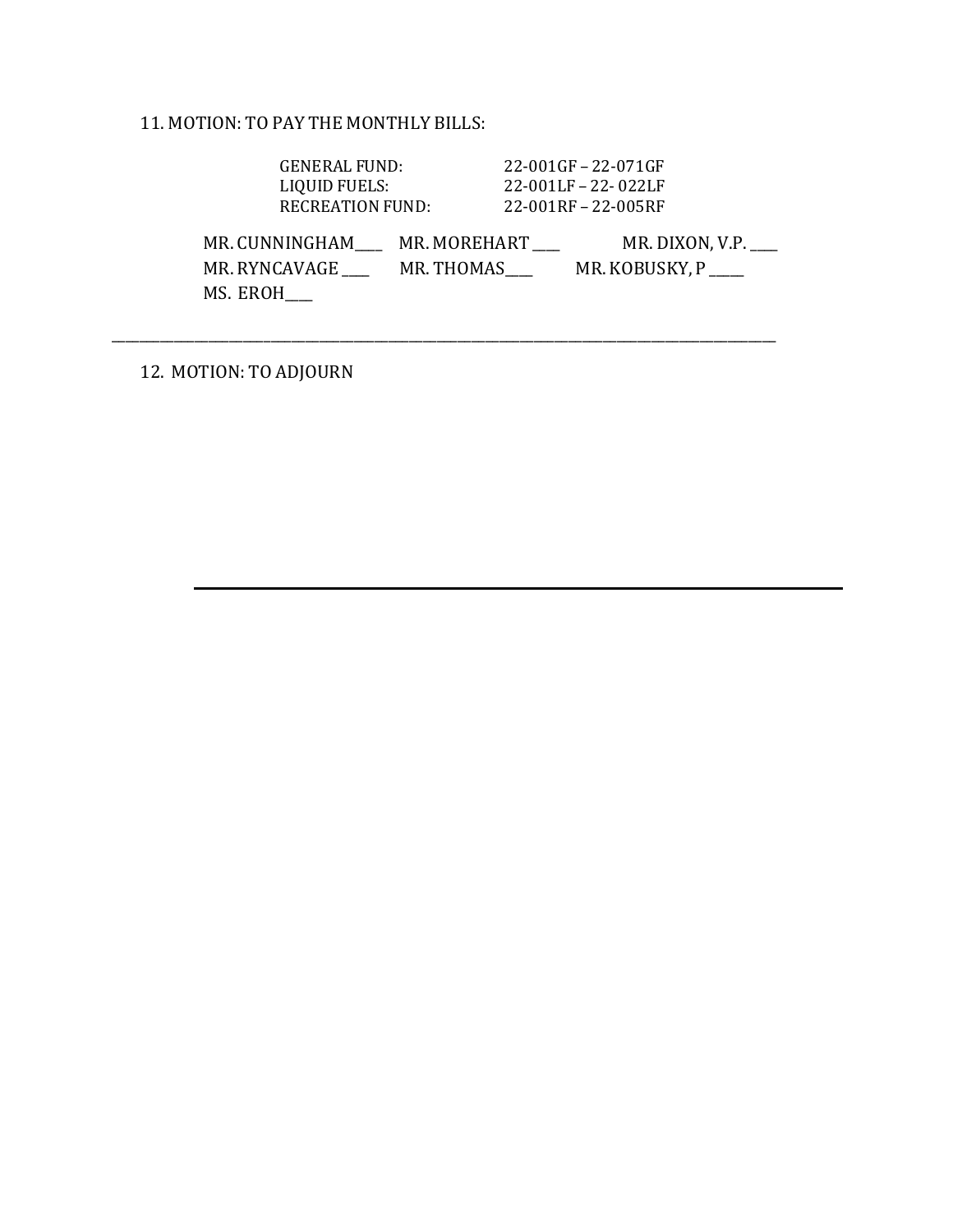11. MOTION: TO PAY THE MONTHLY BILLS:

| | |
|---|---|
| GENERAL FUND: | 22-001GF – 22-071GF |
| LIQUID FUELS: | 22-001LF – 22- 022LF |
| RECREATION FUND: | 22-001RF – 22-005RF |

MR. CUNNINGHAM____ MR. MOREHART ____ MR. DIXON, V.P. ____

MR. RYNCAVAGE ____ MR. THOMAS____ MR. KOBUSKY, P _____

MS. EROH____

---

12. MOTION: TO ADJOURN

---